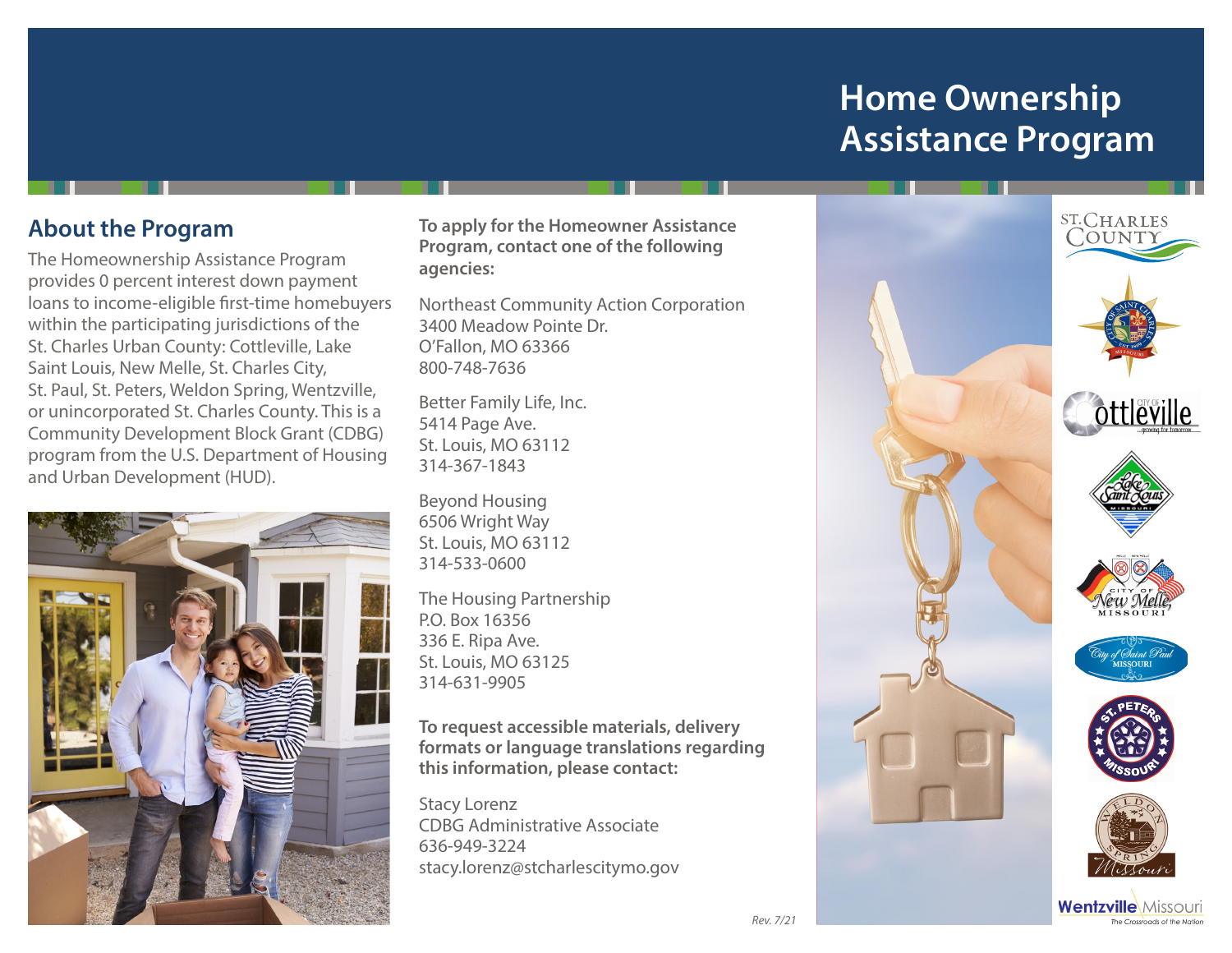# Home Ownership Assistance Program

## About the Program

The Homeownership Assistance Program provides 0 percent interest down payment loans to income-eligible first-time homebuyers within the participating jurisdictions of the St. Charles Urban County: Cottleville, Lake Saint Louis, New Melle, St. Charles City, St. Paul, St. Peters, Weldon Spring, Wentzville, or unincorporated St. Charles County. This is a Community Development Block Grant (CDBG) program from the U.S. Department of Housing and Urban Development (HUD).

**To apply for the Homeowner Assistance Program, contact one of the following agencies:**

Northeast Community Action Corporation
3400 Meadow Pointe Dr.
O'Fallon, MO 63366
800-748-7636

Better Family Life, Inc.
5414 Page Ave.
St. Louis, MO 63112
314-367-1843

Beyond Housing
6506 Wright Way
St. Louis, MO 63112
314-533-0600

The Housing Partnership
P.O. Box 16356
336 E. Ripa Ave.
St. Louis, MO 63125
314-631-9905

**To request accessible materials, delivery formats or language translations regarding this information, please contact:**

Stacy Lorenz
CDBG Administrative Associate
636-949-3224
stacy.lorenz@stcharlescitymo.gov

*Rev. 7/21*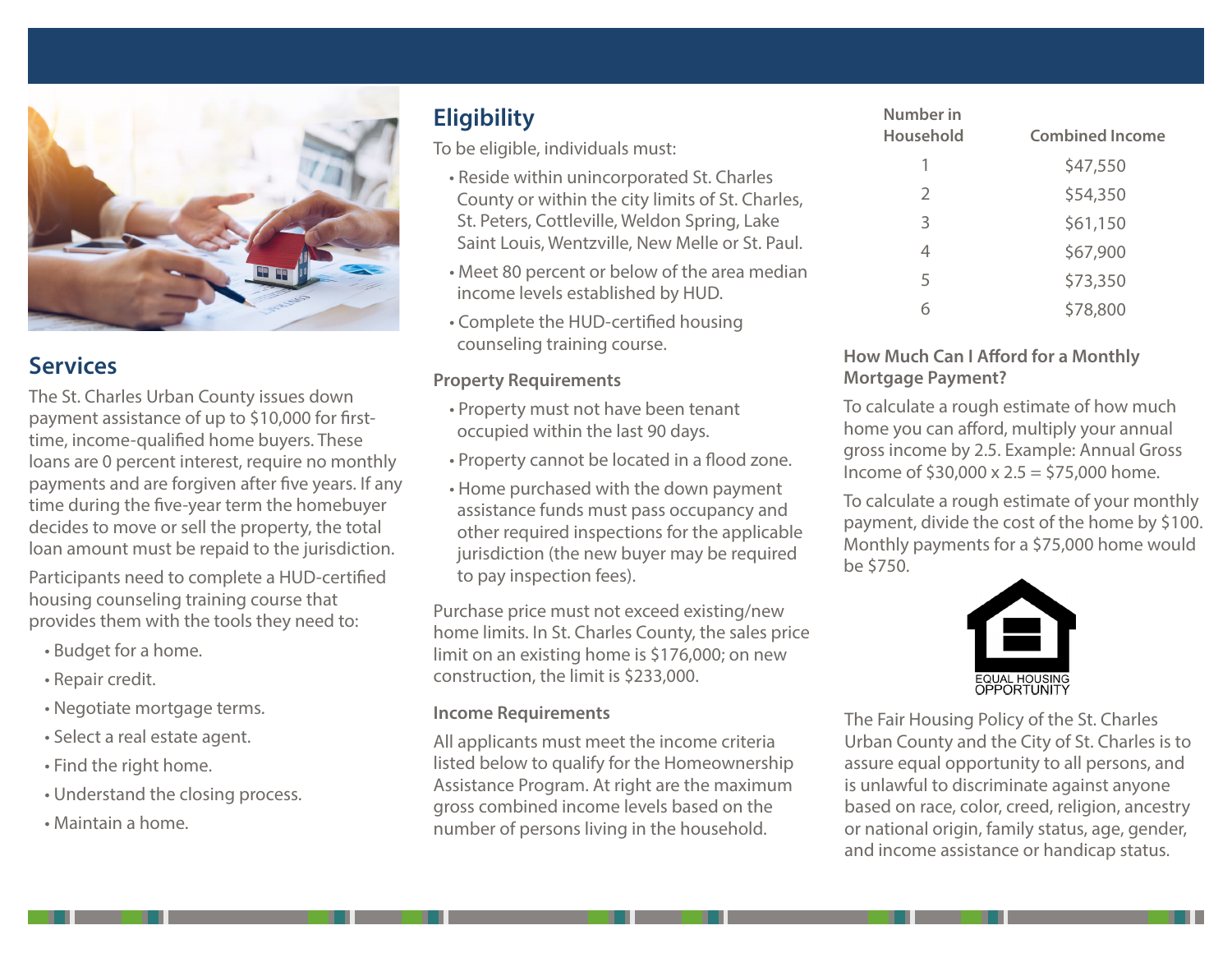## Services

The St. Charles Urban County issues down payment assistance of up to $10,000 for first-time, income-qualified home buyers. These loans are 0 percent interest, require no monthly payments and are forgiven after five years. If any time during the five-year term the homebuyer decides to move or sell the property, the total loan amount must be repaid to the jurisdiction.

Participants need to complete a HUD-certified housing counseling training course that provides them with the tools they need to:

- Budget for a home.
- Repair credit.
- Negotiate mortgage terms.
- Select a real estate agent.
- Find the right home.
- Understand the closing process.
- Maintain a home.

## Eligibility

To be eligible, individuals must:

- Reside within unincorporated St. Charles County or within the city limits of St. Charles, St. Peters, Cottleville, Weldon Spring, Lake Saint Louis, Wentzville, New Melle or St. Paul.
- Meet 80 percent or below of the area median income levels established by HUD.
- Complete the HUD-certified housing counseling training course.

### Property Requirements

- Property must not have been tenant occupied within the last 90 days.
- Property cannot be located in a flood zone.
- Home purchased with the down payment assistance funds must pass occupancy and other required inspections for the applicable jurisdiction (the new buyer may be required to pay inspection fees).

Purchase price must not exceed existing/new home limits. In St. Charles County, the sales price limit on an existing home is $176,000; on new construction, the limit is $233,000.

### Income Requirements

All applicants must meet the income criteria listed below to qualify for the Homeownership Assistance Program. At right are the maximum gross combined income levels based on the number of persons living in the household.

| Number in Household | Combined Income |
|---|---|
| 1 | $47,550 |
| 2 | $54,350 |
| 3 | $61,150 |
| 4 | $67,900 |
| 5 | $73,350 |
| 6 | $78,800 |

### How Much Can I Afford for a Monthly Mortgage Payment?

To calculate a rough estimate of how much home you can afford, multiply your annual gross income by 2.5. Example: Annual Gross Income of $30,000 x 2.5 = $75,000 home.

To calculate a rough estimate of your monthly payment, divide the cost of the home by $100. Monthly payments for a $75,000 home would be $750.

EQUAL HOUSING OPPORTUNITY

The Fair Housing Policy of the St. Charles Urban County and the City of St. Charles is to assure equal opportunity to all persons, and is unlawful to discriminate against anyone based on race, color, creed, religion, ancestry or national origin, family status, age, gender, and income assistance or handicap status.